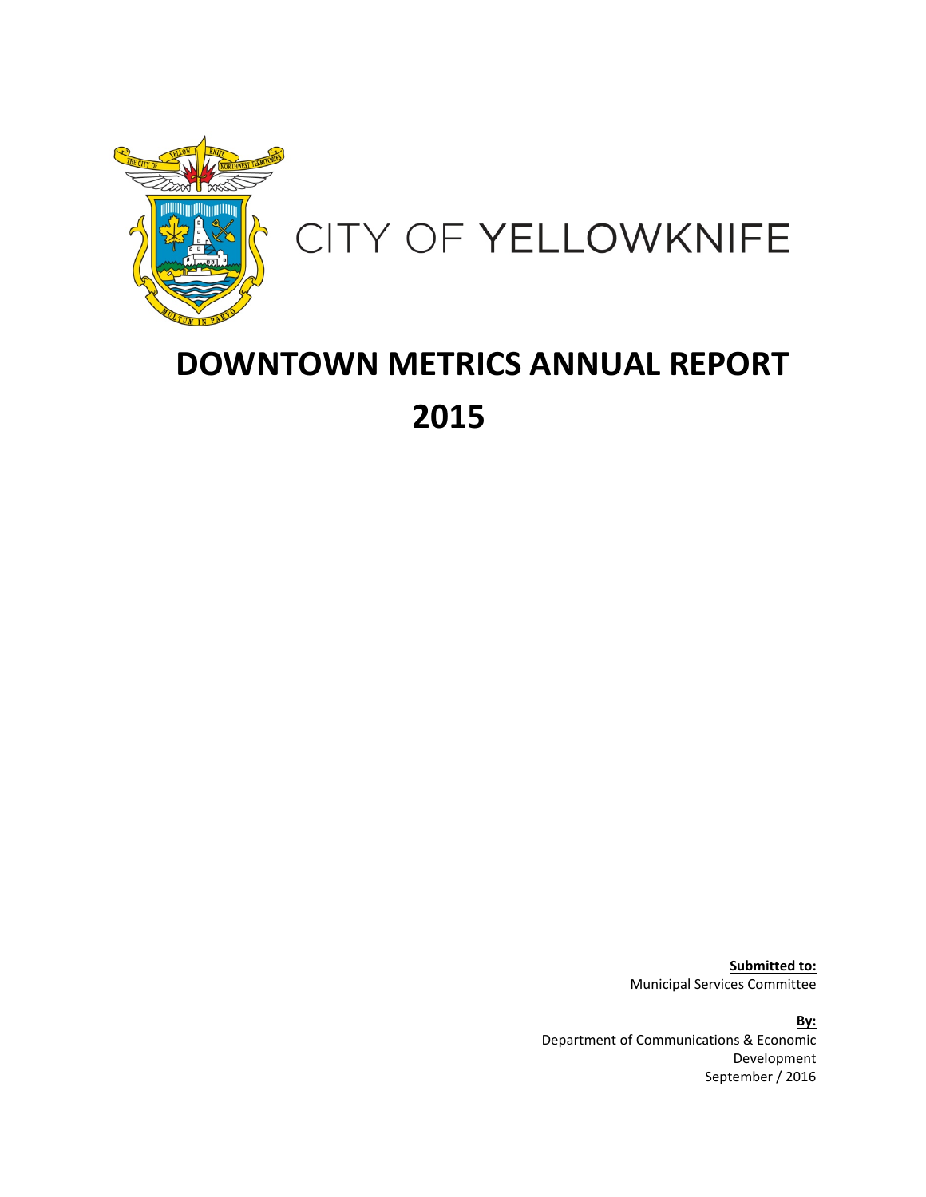CITY OF YELLOWKNIFE

# DOWNTOWN METRICS ANNUAL REPORT
# 2015

**Submitted to:**
Municipal Services Committee

**By:**
Department of Communications & Economic Development
September / 2016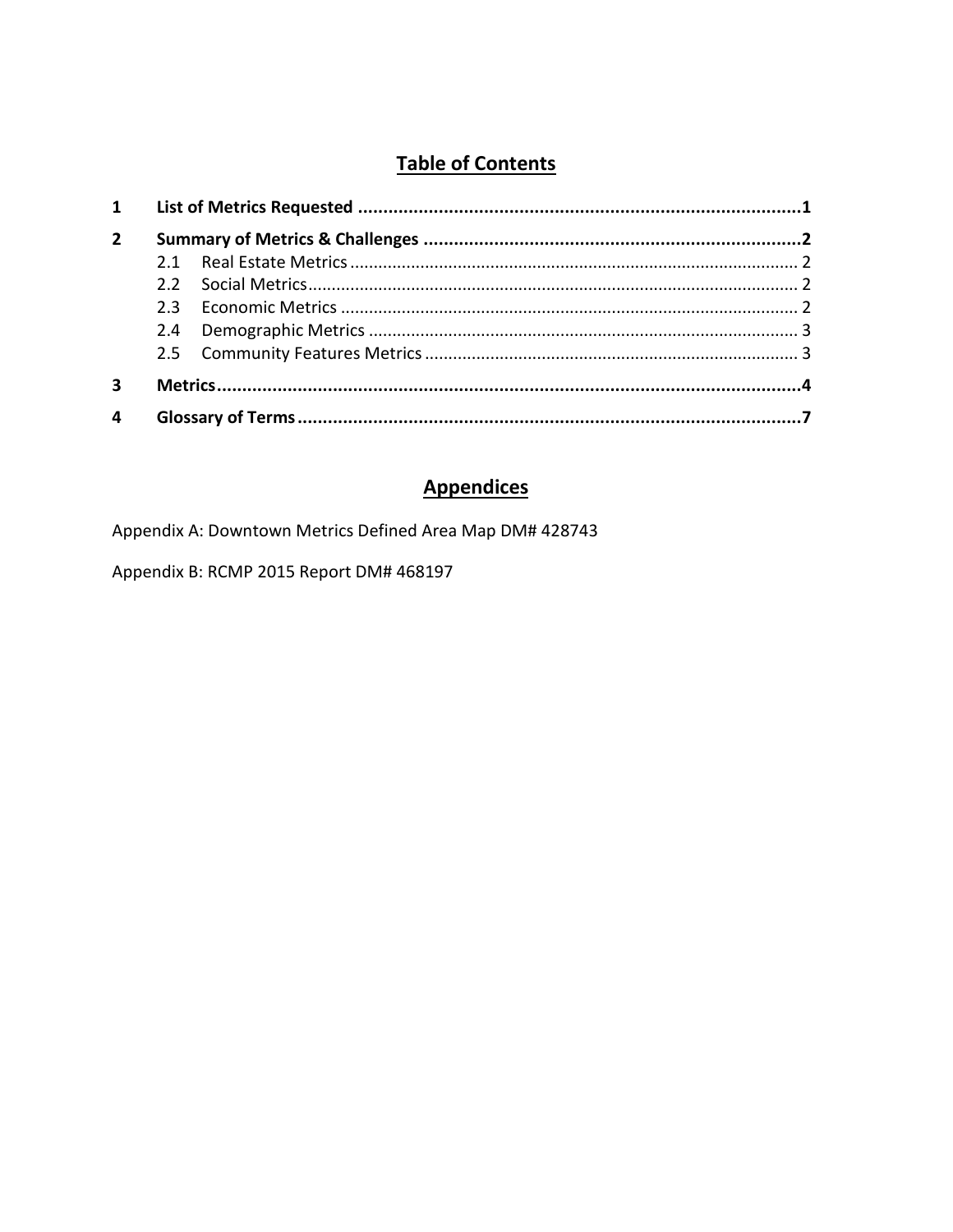# Table of Contents

| | | |
|---|---|---|
| **1** | **List of Metrics Requested** | **1** |
| **2** | **Summary of Metrics & Challenges** | **2** |
| 2.1 | Real Estate Metrics | 2 |
| 2.2 | Social Metrics | 2 |
| 2.3 | Economic Metrics | 2 |
| 2.4 | Demographic Metrics | 3 |
| 2.5 | Community Features Metrics | 3 |
| **3** | **Metrics** | **4** |
| **4** | **Glossary of Terms** | **7** |

# Appendices

Appendix A: Downtown Metrics Defined Area Map DM# 428743

Appendix B: RCMP 2015 Report DM# 468197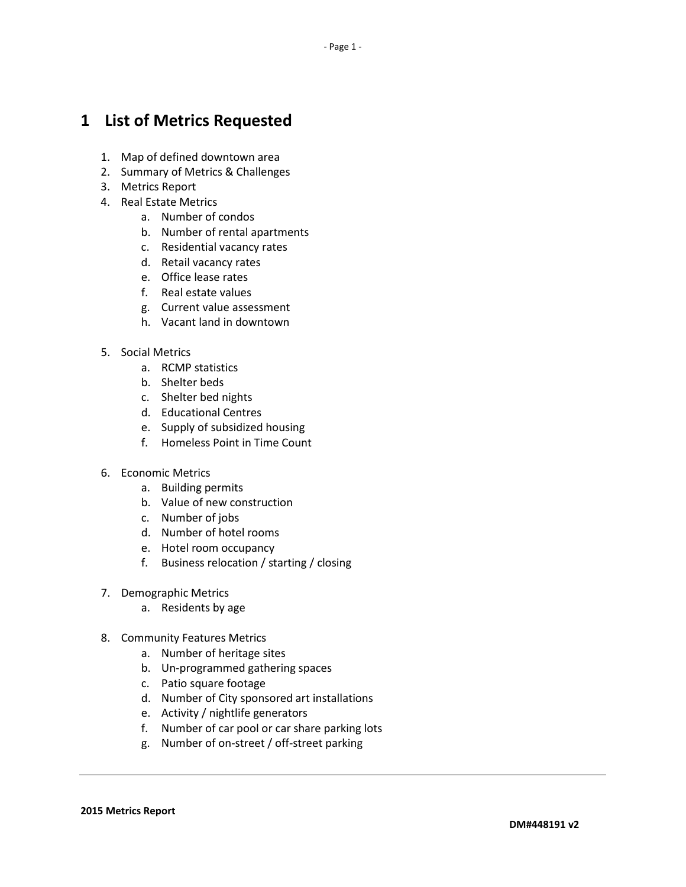# 1 List of Metrics Requested

1. Map of defined downtown area
2. Summary of Metrics & Challenges
3. Metrics Report
4. Real Estate Metrics
    a. Number of condos
    b. Number of rental apartments
    c. Residential vacancy rates
    d. Retail vacancy rates
    e. Office lease rates
    f. Real estate values
    g. Current value assessment
    h. Vacant land in downtown

5. Social Metrics
    a. RCMP statistics
    b. Shelter beds
    c. Shelter bed nights
    d. Educational Centres
    e. Supply of subsidized housing
    f. Homeless Point in Time Count

6. Economic Metrics
    a. Building permits
    b. Value of new construction
    c. Number of jobs
    d. Number of hotel rooms
    e. Hotel room occupancy
    f. Business relocation / starting / closing

7. Demographic Metrics
    a. Residents by age

8. Community Features Metrics
    a. Number of heritage sites
    b. Un-programmed gathering spaces
    c. Patio square footage
    d. Number of City sponsored art installations
    e. Activity / nightlife generators
    f. Number of car pool or car share parking lots
    g. Number of on-street / off-street parking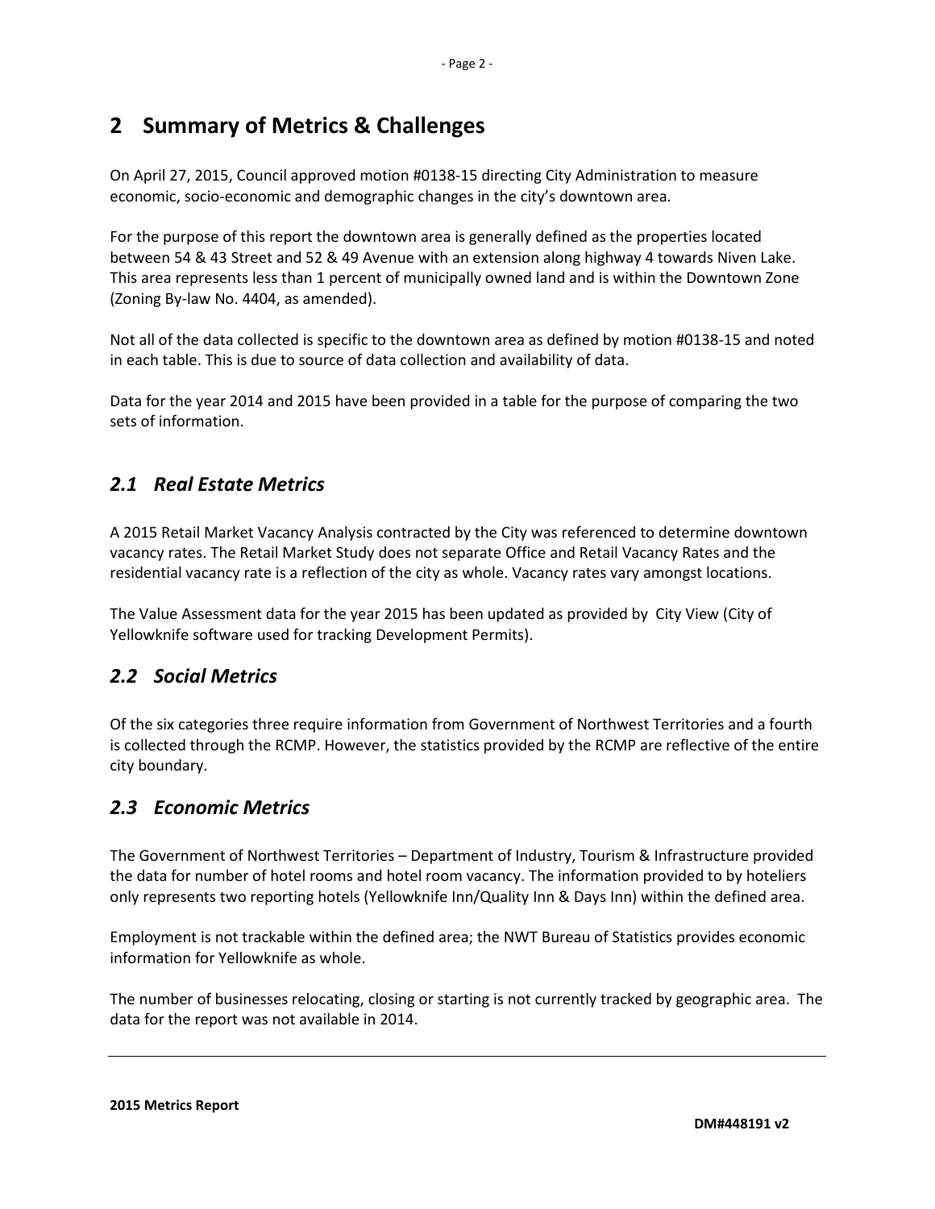# 2 Summary of Metrics & Challenges

On April 27, 2015, Council approved motion #0138-15 directing City Administration to measure economic, socio-economic and demographic changes in the city's downtown area.

For the purpose of this report the downtown area is generally defined as the properties located between 54 & 43 Street and 52 & 49 Avenue with an extension along highway 4 towards Niven Lake. This area represents less than 1 percent of municipally owned land and is within the Downtown Zone (Zoning By-law No. 4404, as amended).

Not all of the data collected is specific to the downtown area as defined by motion #0138-15 and noted in each table. This is due to source of data collection and availability of data.

Data for the year 2014 and 2015 have been provided in a table for the purpose of comparing the two sets of information.

## *2.1 Real Estate Metrics*

A 2015 Retail Market Vacancy Analysis contracted by the City was referenced to determine downtown vacancy rates. The Retail Market Study does not separate Office and Retail Vacancy Rates and the residential vacancy rate is a reflection of the city as whole. Vacancy rates vary amongst locations.

The Value Assessment data for the year 2015 has been updated as provided by City View (City of Yellowknife software used for tracking Development Permits).

## *2.2 Social Metrics*

Of the six categories three require information from Government of Northwest Territories and a fourth is collected through the RCMP. However, the statistics provided by the RCMP are reflective of the entire city boundary.

## *2.3 Economic Metrics*

The Government of Northwest Territories – Department of Industry, Tourism & Infrastructure provided the data for number of hotel rooms and hotel room vacancy. The information provided to by hoteliers only represents two reporting hotels (Yellowknife Inn/Quality Inn & Days Inn) within the defined area.

Employment is not trackable within the defined area; the NWT Bureau of Statistics provides economic information for Yellowknife as whole.

The number of businesses relocating, closing or starting is not currently tracked by geographic area. The data for the report was not available in 2014.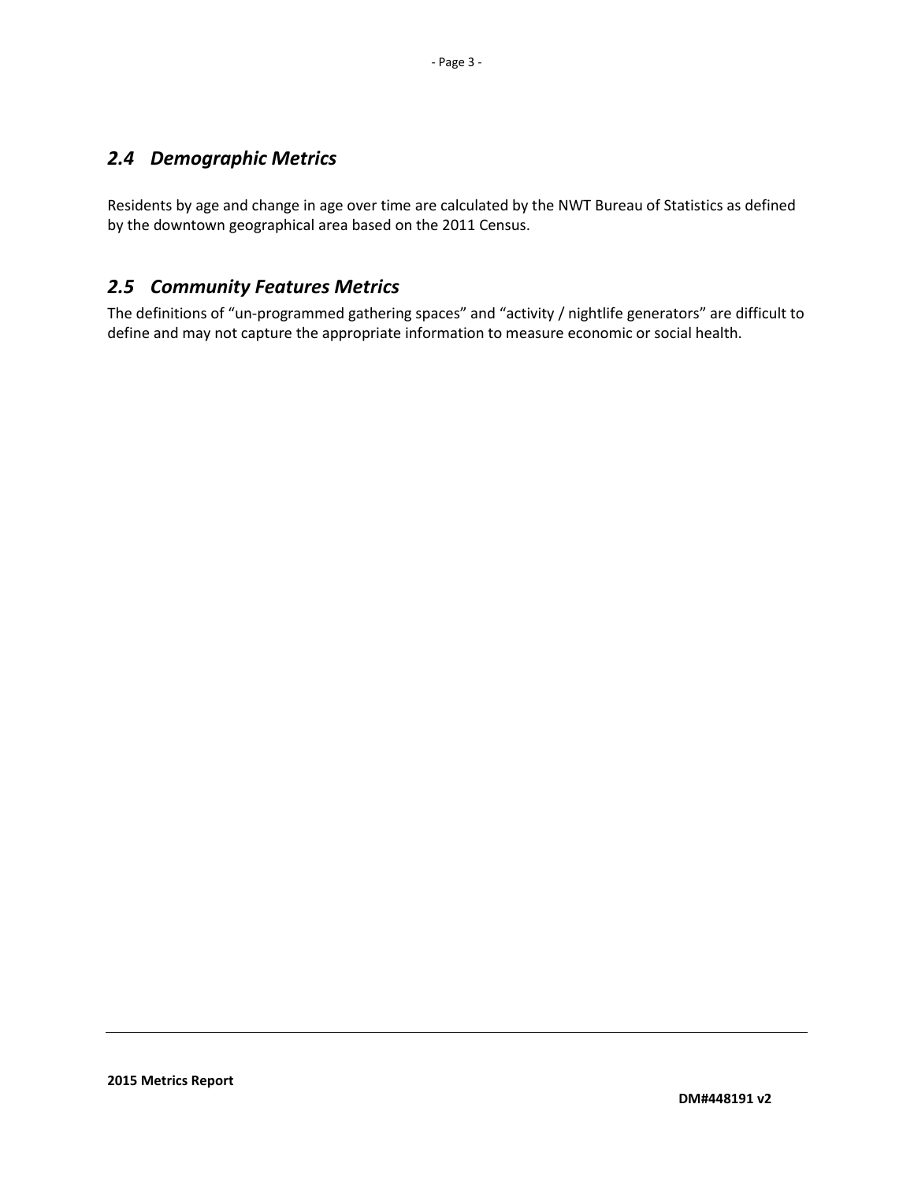## *2.4 Demographic Metrics*

Residents by age and change in age over time are calculated by the NWT Bureau of Statistics as defined by the downtown geographical area based on the 2011 Census.

## *2.5 Community Features Metrics*

The definitions of “un-programmed gathering spaces” and “activity / nightlife generators” are difficult to define and may not capture the appropriate information to measure economic or social health.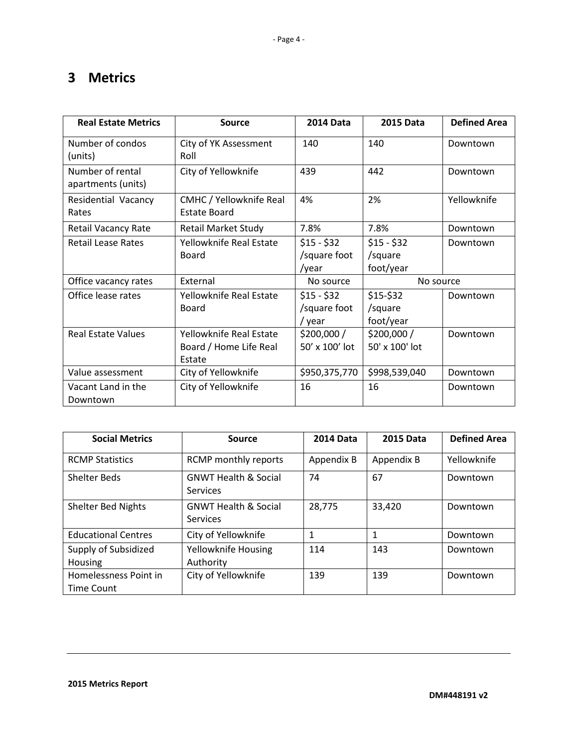# 3 Metrics

| Real Estate Metrics | Source | 2014 Data | 2015 Data | Defined Area |
|---|---|---|---|---|
| Number of condos (units) | City of YK Assessment Roll | 140 | 140 | Downtown |
| Number of rental apartments (units) | City of Yellowknife | 439 | 442 | Downtown |
| Residential Vacancy Rates | CMHC / Yellowknife Real Estate Board | 4% | 2% | Yellowknife |
| Retail Vacancy Rate | Retail Market Study | 7.8% | 7.8% | Downtown |
| Retail Lease Rates | Yellowknife Real Estate Board | $15 - $32 /square foot /year | $15 - $32 /square foot/year | Downtown |
| Office vacancy rates | External | No source | No source | |
| Office lease rates | Yellowknife Real Estate Board | $15 - $32 /square foot / year | $15-$32 /square foot/year | Downtown |
| Real Estate Values | Yellowknife Real Estate Board / Home Life Real Estate | $200,000 / 50' x 100' lot | $200,000 / 50' x 100' lot | Downtown |
| Value assessment | City of Yellowknife | $950,375,770 | $998,539,040 | Downtown |
| Vacant Land in the Downtown | City of Yellowknife | 16 | 16 | Downtown |

| Social Metrics | Source | 2014 Data | 2015 Data | Defined Area |
|---|---|---|---|---|
| RCMP Statistics | RCMP monthly reports | Appendix B | Appendix B | Yellowknife |
| Shelter Beds | GNWT Health & Social Services | 74 | 67 | Downtown |
| Shelter Bed Nights | GNWT Health & Social Services | 28,775 | 33,420 | Downtown |
| Educational Centres | City of Yellowknife | 1 | 1 | Downtown |
| Supply of Subsidized Housing | Yellowknife Housing Authority | 114 | 143 | Downtown |
| Homelessness Point in Time Count | City of Yellowknife | 139 | 139 | Downtown |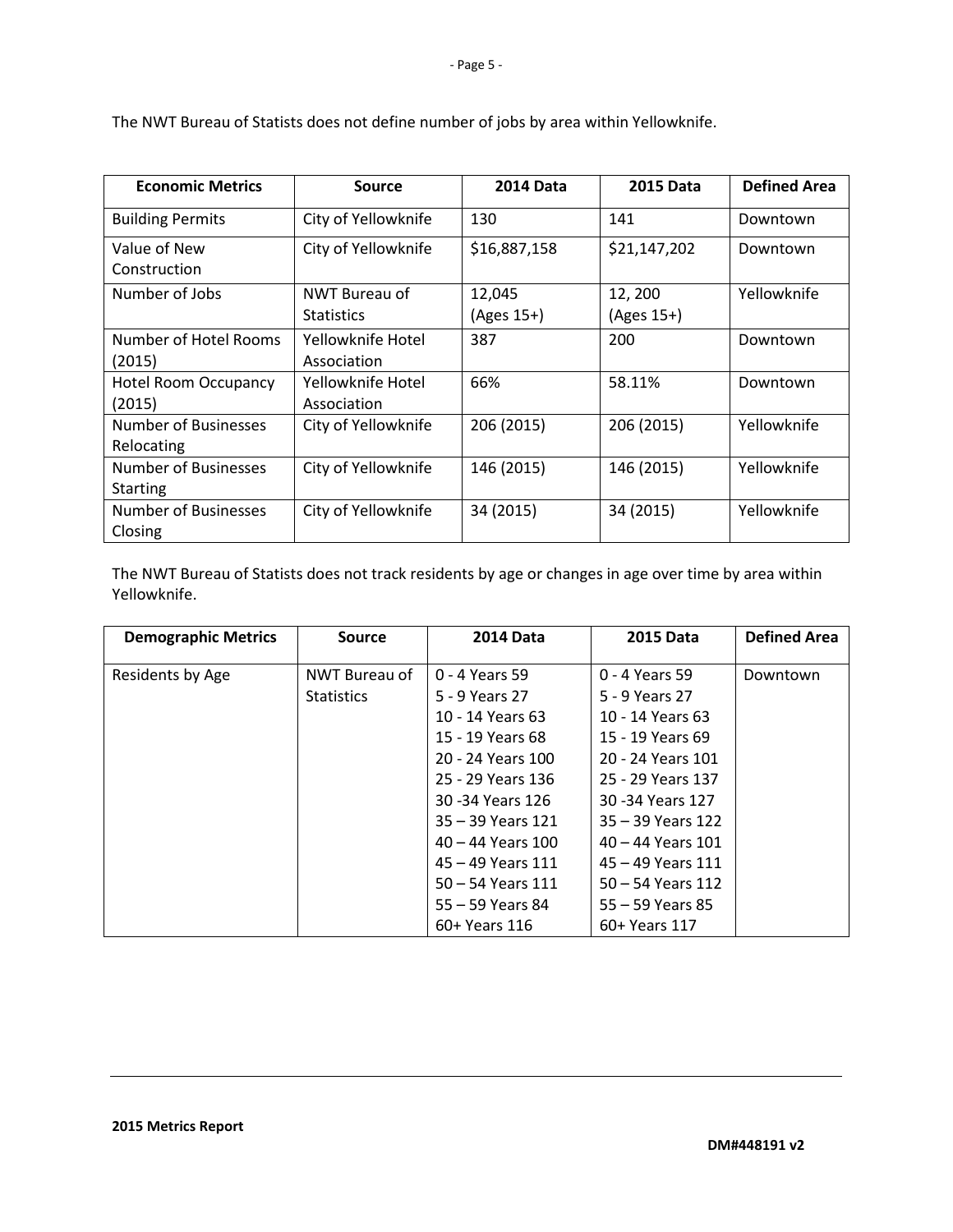The NWT Bureau of Statists does not define number of jobs by area within Yellowknife.

| Economic Metrics | Source | 2014 Data | 2015 Data | Defined Area |
| --- | --- | --- | --- | --- |
| Building Permits | City of Yellowknife | 130 | 141 | Downtown |
| Value of New Construction | City of Yellowknife | $16,887,158 | $21,147,202 | Downtown |
| Number of Jobs | NWT Bureau of Statistics | 12,045 (Ages 15+) | 12, 200 (Ages 15+) | Yellowknife |
| Number of Hotel Rooms (2015) | Yellowknife Hotel Association | 387 | 200 | Downtown |
| Hotel Room Occupancy (2015) | Yellowknife Hotel Association | 66% | 58.11% | Downtown |
| Number of Businesses Relocating | City of Yellowknife | 206 (2015) | 206 (2015) | Yellowknife |
| Number of Businesses Starting | City of Yellowknife | 146 (2015) | 146 (2015) | Yellowknife |
| Number of Businesses Closing | City of Yellowknife | 34 (2015) | 34 (2015) | Yellowknife |

The NWT Bureau of Statists does not track residents by age or changes in age over time by area within Yellowknife.

| Demographic Metrics | Source | 2014 Data | 2015 Data | Defined Area |
| --- | --- | --- | --- | --- |
| Residents by Age | NWT Bureau of Statistics | 0 - 4 Years 59<br>5 - 9 Years 27<br>10 - 14 Years 63<br>15 - 19 Years 68<br>20 - 24 Years 100<br>25 - 29 Years 136<br>30 -34 Years 126<br>35 – 39 Years 121<br>40 – 44 Years 100<br>45 – 49 Years 111<br>50 – 54 Years 111<br>55 – 59 Years 84<br>60+ Years 116 | 0 - 4 Years 59<br>5 - 9 Years 27<br>10 - 14 Years 63<br>15 - 19 Years 69<br>20 - 24 Years 101<br>25 - 29 Years 137<br>30 -34 Years 127<br>35 – 39 Years 122<br>40 – 44 Years 101<br>45 – 49 Years 111<br>50 – 54 Years 112<br>55 – 59 Years 85<br>60+ Years 117 | Downtown |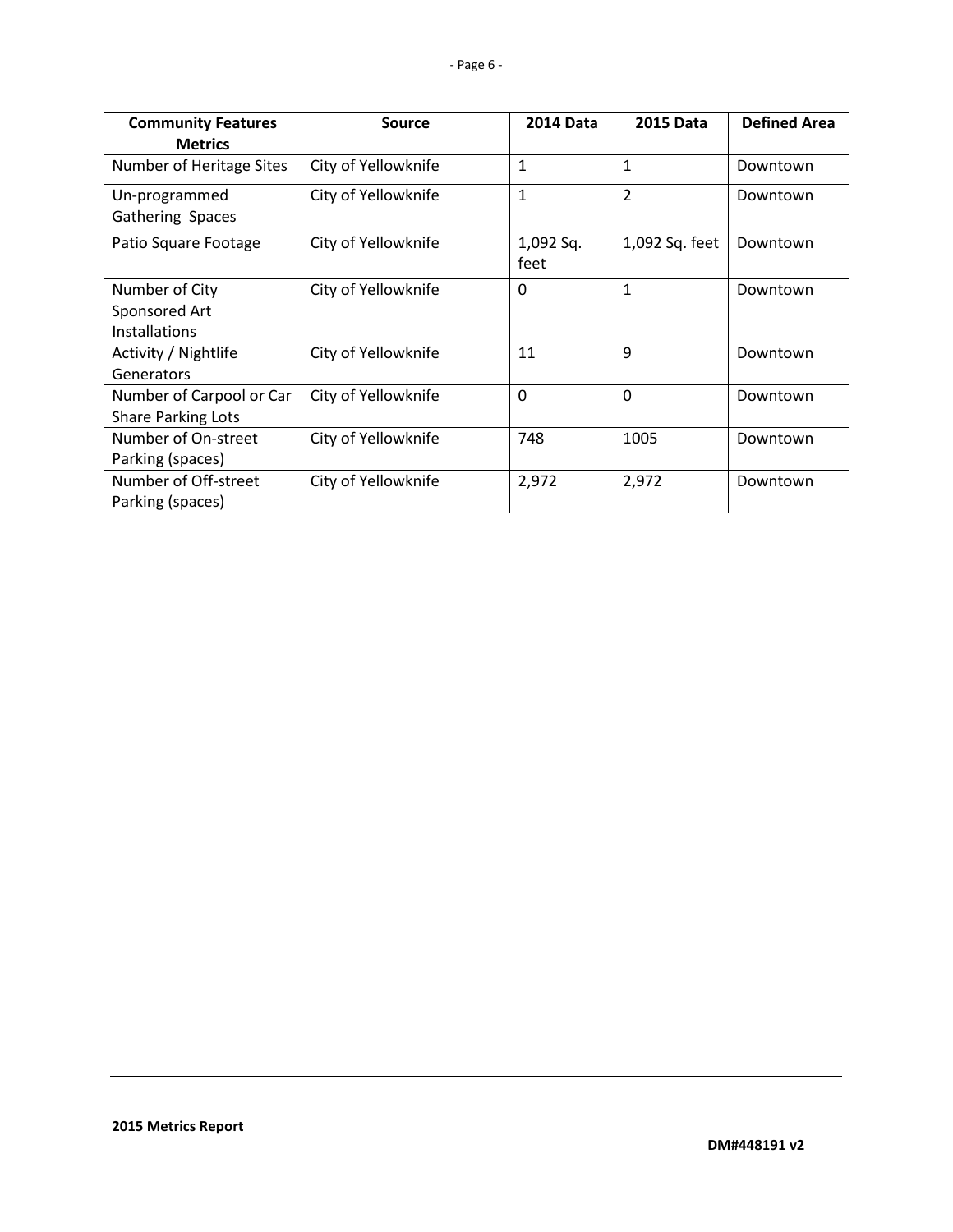| Community Features Metrics | Source | 2014 Data | 2015 Data | Defined Area |
|---|---|---|---|---|
| Number of Heritage Sites | City of Yellowknife | 1 | 1 | Downtown |
| Un-programmed Gathering Spaces | City of Yellowknife | 1 | 2 | Downtown |
| Patio Square Footage | City of Yellowknife | 1,092 Sq. feet | 1,092 Sq. feet | Downtown |
| Number of City Sponsored Art Installations | City of Yellowknife | 0 | 1 | Downtown |
| Activity / Nightlife Generators | City of Yellowknife | 11 | 9 | Downtown |
| Number of Carpool or Car Share Parking Lots | City of Yellowknife | 0 | 0 | Downtown |
| Number of On-street Parking (spaces) | City of Yellowknife | 748 | 1005 | Downtown |
| Number of Off-street Parking (spaces) | City of Yellowknife | 2,972 | 2,972 | Downtown |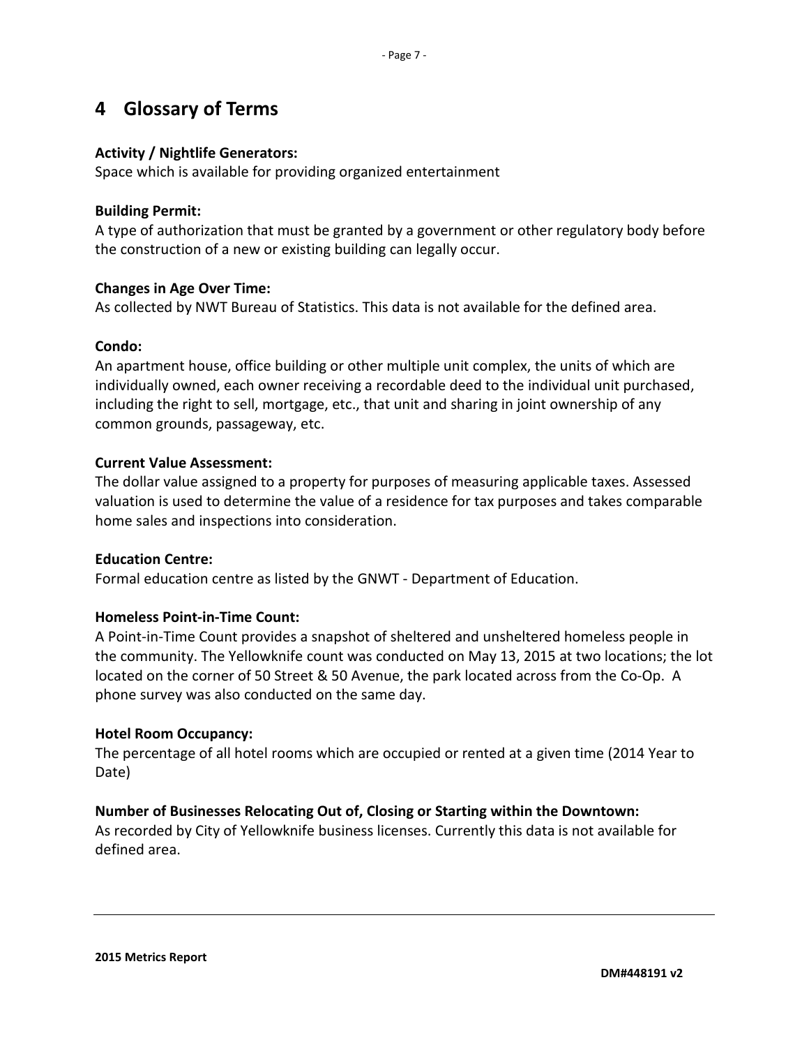# 4 Glossary of Terms

**Activity / Nightlife Generators:**
Space which is available for providing organized entertainment

**Building Permit:**
A type of authorization that must be granted by a government or other regulatory body before the construction of a new or existing building can legally occur.

**Changes in Age Over Time:**
As collected by NWT Bureau of Statistics. This data is not available for the defined area.

**Condo:**
An apartment house, office building or other multiple unit complex, the units of which are individually owned, each owner receiving a recordable deed to the individual unit purchased, including the right to sell, mortgage, etc., that unit and sharing in joint ownership of any common grounds, passageway, etc.

**Current Value Assessment:**
The dollar value assigned to a property for purposes of measuring applicable taxes. Assessed valuation is used to determine the value of a residence for tax purposes and takes comparable home sales and inspections into consideration.

**Education Centre:**
Formal education centre as listed by the GNWT - Department of Education.

**Homeless Point-in-Time Count:**
A Point-in-Time Count provides a snapshot of sheltered and unsheltered homeless people in the community. The Yellowknife count was conducted on May 13, 2015 at two locations; the lot located on the corner of 50 Street & 50 Avenue, the park located across from the Co-Op. A phone survey was also conducted on the same day.

**Hotel Room Occupancy:**
The percentage of all hotel rooms which are occupied or rented at a given time (2014 Year to Date)

**Number of Businesses Relocating Out of, Closing or Starting within the Downtown:**
As recorded by City of Yellowknife business licenses. Currently this data is not available for defined area.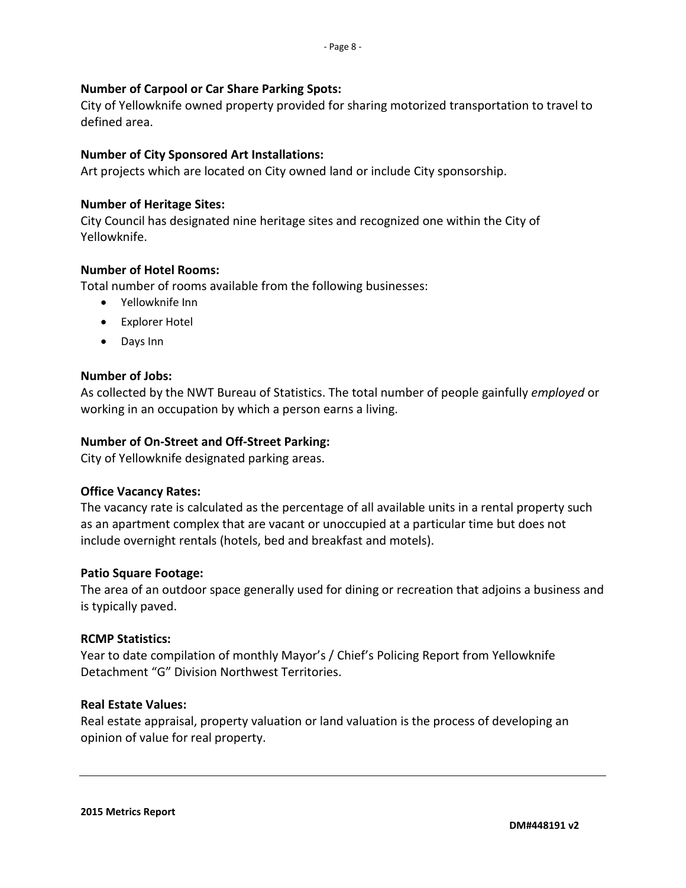**Number of Carpool or Car Share Parking Spots:**
City of Yellowknife owned property provided for sharing motorized transportation to travel to defined area.

**Number of City Sponsored Art Installations:**
Art projects which are located on City owned land or include City sponsorship.

**Number of Heritage Sites:**
City Council has designated nine heritage sites and recognized one within the City of Yellowknife.

**Number of Hotel Rooms:**
Total number of rooms available from the following businesses:

- Yellowknife Inn
- Explorer Hotel
- Days Inn

**Number of Jobs:**
As collected by the NWT Bureau of Statistics. The total number of people gainfully *employed* or working in an occupation by which a person earns a living.

**Number of On-Street and Off-Street Parking:**
City of Yellowknife designated parking areas.

**Office Vacancy Rates:**
The vacancy rate is calculated as the percentage of all available units in a rental property such as an apartment complex that are vacant or unoccupied at a particular time but does not include overnight rentals (hotels, bed and breakfast and motels).

**Patio Square Footage:**
The area of an outdoor space generally used for dining or recreation that adjoins a business and is typically paved.

**RCMP Statistics:**
Year to date compilation of monthly Mayor's / Chief's Policing Report from Yellowknife Detachment "G" Division Northwest Territories.

**Real Estate Values:**
Real estate appraisal, property valuation or land valuation is the process of developing an opinion of value for real property.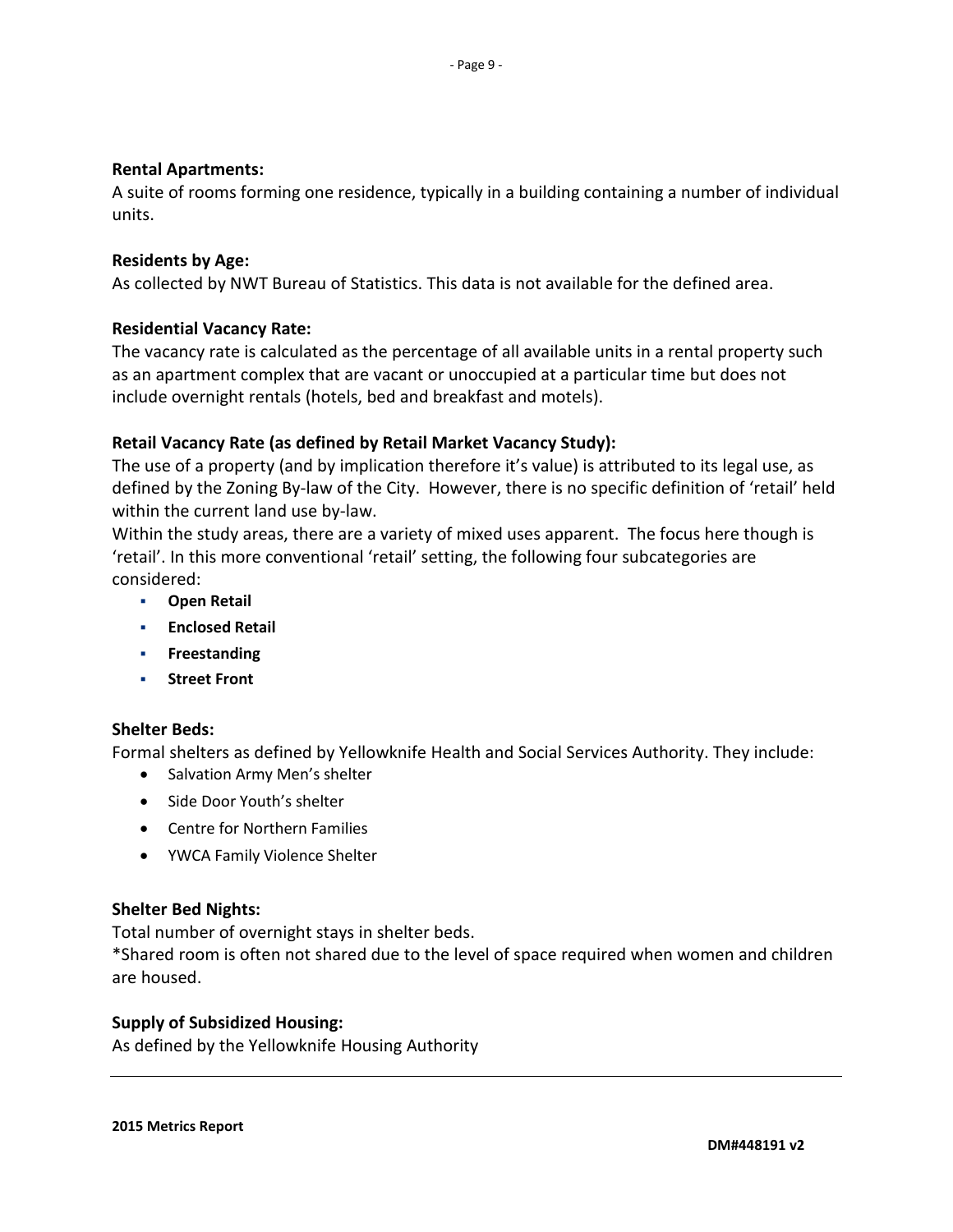**Rental Apartments:**
A suite of rooms forming one residence, typically in a building containing a number of individual units.

**Residents by Age:**
As collected by NWT Bureau of Statistics. This data is not available for the defined area.

**Residential Vacancy Rate:**
The vacancy rate is calculated as the percentage of all available units in a rental property such as an apartment complex that are vacant or unoccupied at a particular time but does not include overnight rentals (hotels, bed and breakfast and motels).

**Retail Vacancy Rate (as defined by Retail Market Vacancy Study):**
The use of a property (and by implication therefore it's value) is attributed to its legal use, as defined by the Zoning By-law of the City. However, there is no specific definition of 'retail' held within the current land use by-law.
Within the study areas, there are a variety of mixed uses apparent. The focus here though is 'retail'. In this more conventional 'retail' setting, the following four subcategories are considered:

- **Open Retail**
- **Enclosed Retail**
- **Freestanding**
- **Street Front**

**Shelter Beds:**
Formal shelters as defined by Yellowknife Health and Social Services Authority. They include:

- Salvation Army Men's shelter
- Side Door Youth's shelter
- Centre for Northern Families
- YWCA Family Violence Shelter

**Shelter Bed Nights:**
Total number of overnight stays in shelter beds.
*Shared room is often not shared due to the level of space required when women and children are housed.

**Supply of Subsidized Housing:**
As defined by the Yellowknife Housing Authority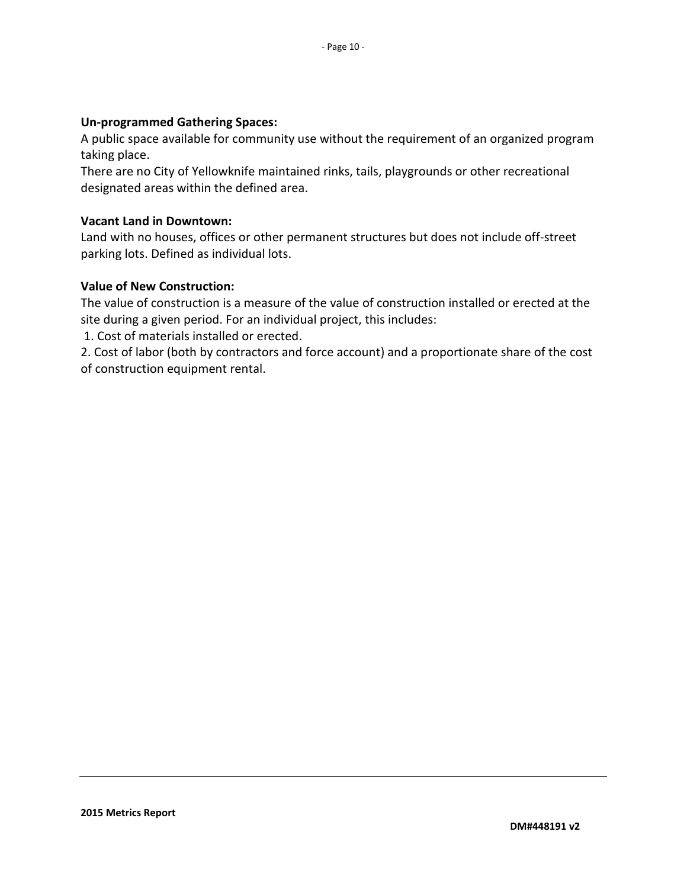**Un-programmed Gathering Spaces:**

A public space available for community use without the requirement of an organized program taking place.

There are no City of Yellowknife maintained rinks, tails, playgrounds or other recreational designated areas within the defined area.

**Vacant Land in Downtown:**

Land with no houses, offices or other permanent structures but does not include off-street parking lots. Defined as individual lots.

**Value of New Construction:**

The value of construction is a measure of the value of construction installed or erected at the site during a given period. For an individual project, this includes:

1. Cost of materials installed or erected.
2. Cost of labor (both by contractors and force account) and a proportionate share of the cost of construction equipment rental.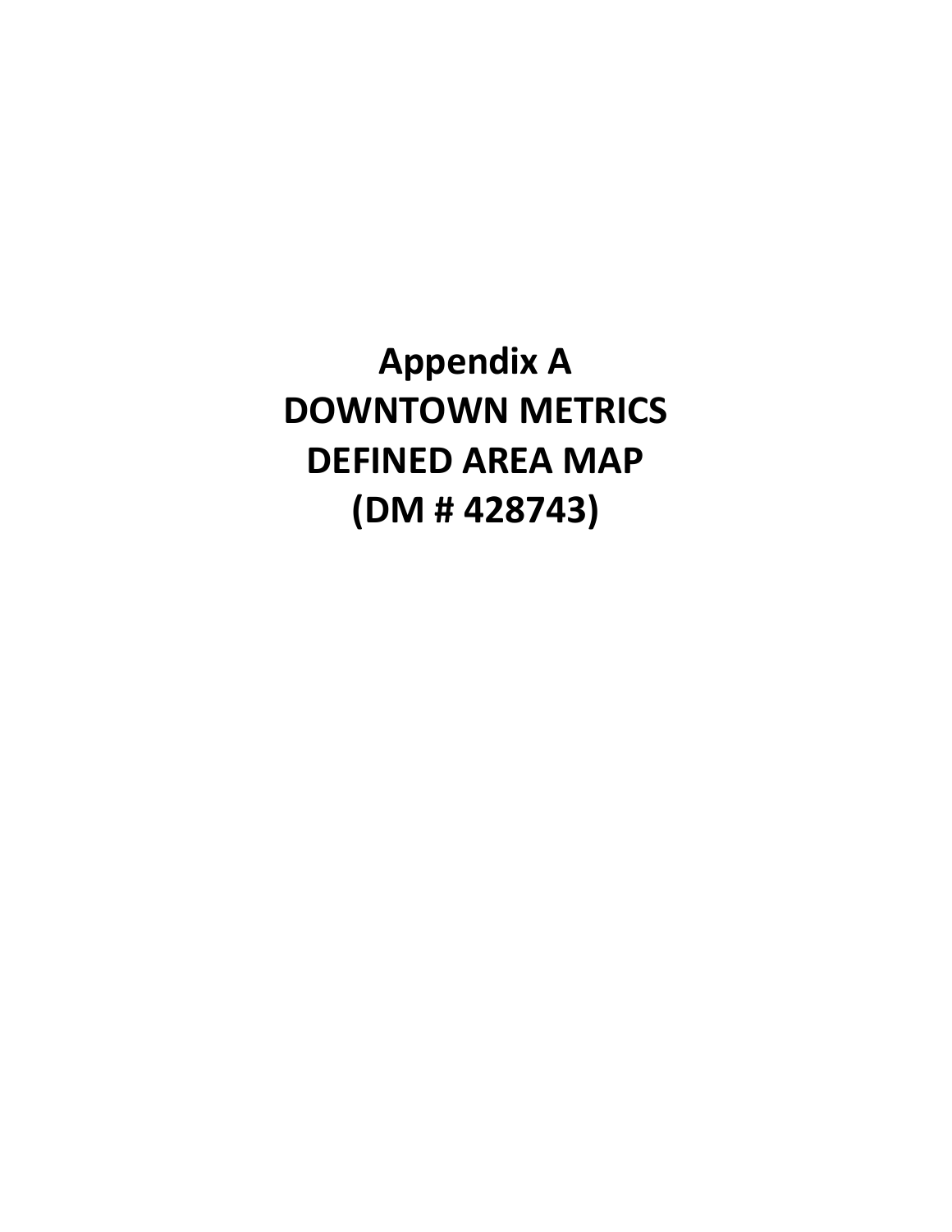# Appendix A
# DOWNTOWN METRICS
# DEFINED AREA MAP
# (DM # 428743)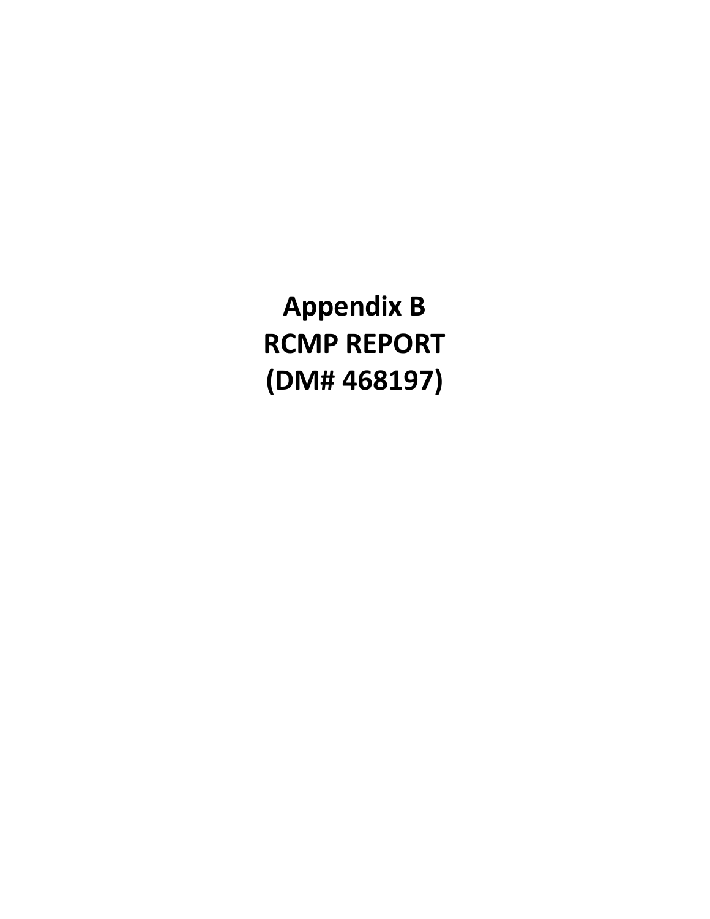# Appendix B
# RCMP REPORT
# (DM# 468197)